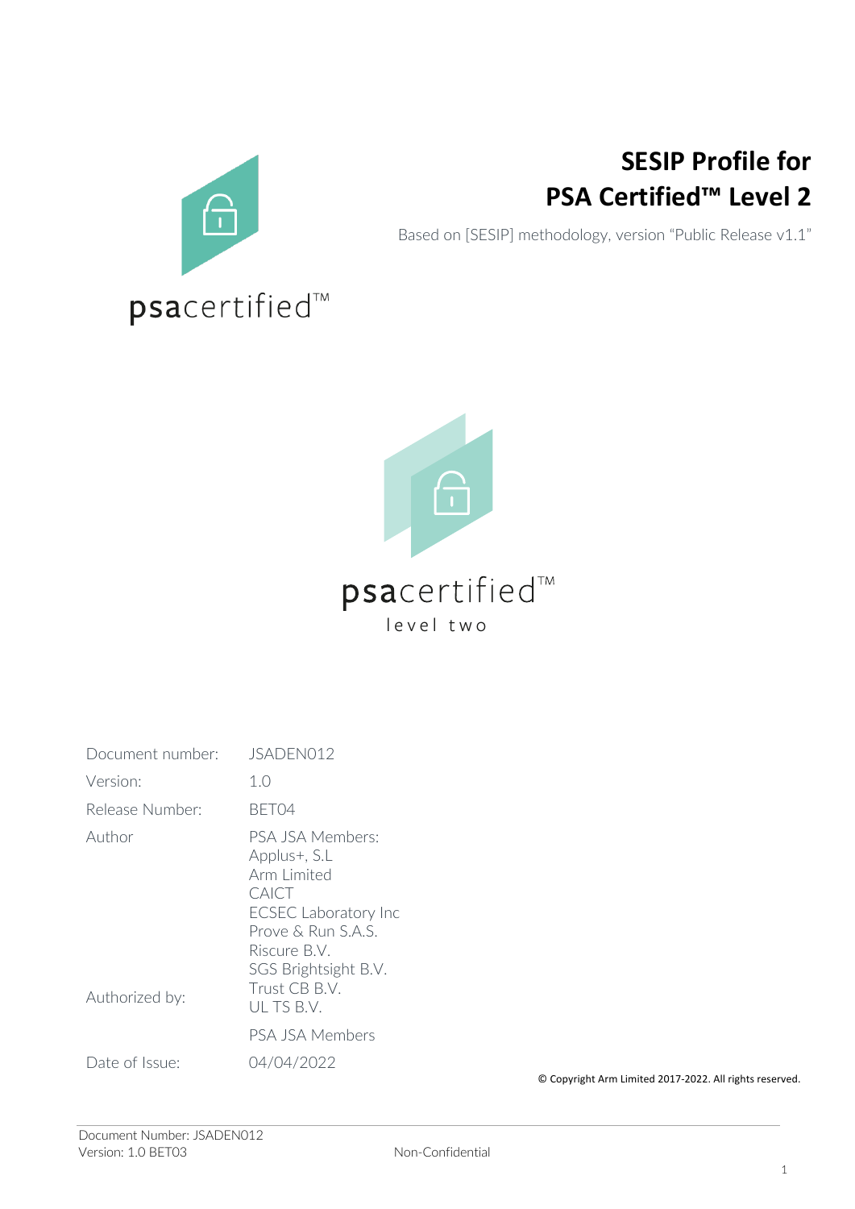# SESIP Profile for PSA Certified™ Level 2

Based on [SESIP] methodology, version "Public Release v1.1"

psacertified™

psacertified™
level two

| | |
|---|---|
| Document number: | JSADEN012 |
| Version: | 1.0 |
| Release Number: | BET04 |
| Author | PSA JSA Members:<br>Applus+, S.L<br>Arm Limited<br>CAICT<br>ECSEC Laboratory Inc<br>Prove & Run S.A.S.<br>Riscure B.V.<br>SGS Brightsight B.V.<br>Trust CB B.V.<br>UL TS B.V. |
| Authorized by: | PSA JSA Members |
| Date of Issue: | 04/04/2022 |

© Copyright Arm Limited 2017-2022. All rights reserved.

Non-Confidential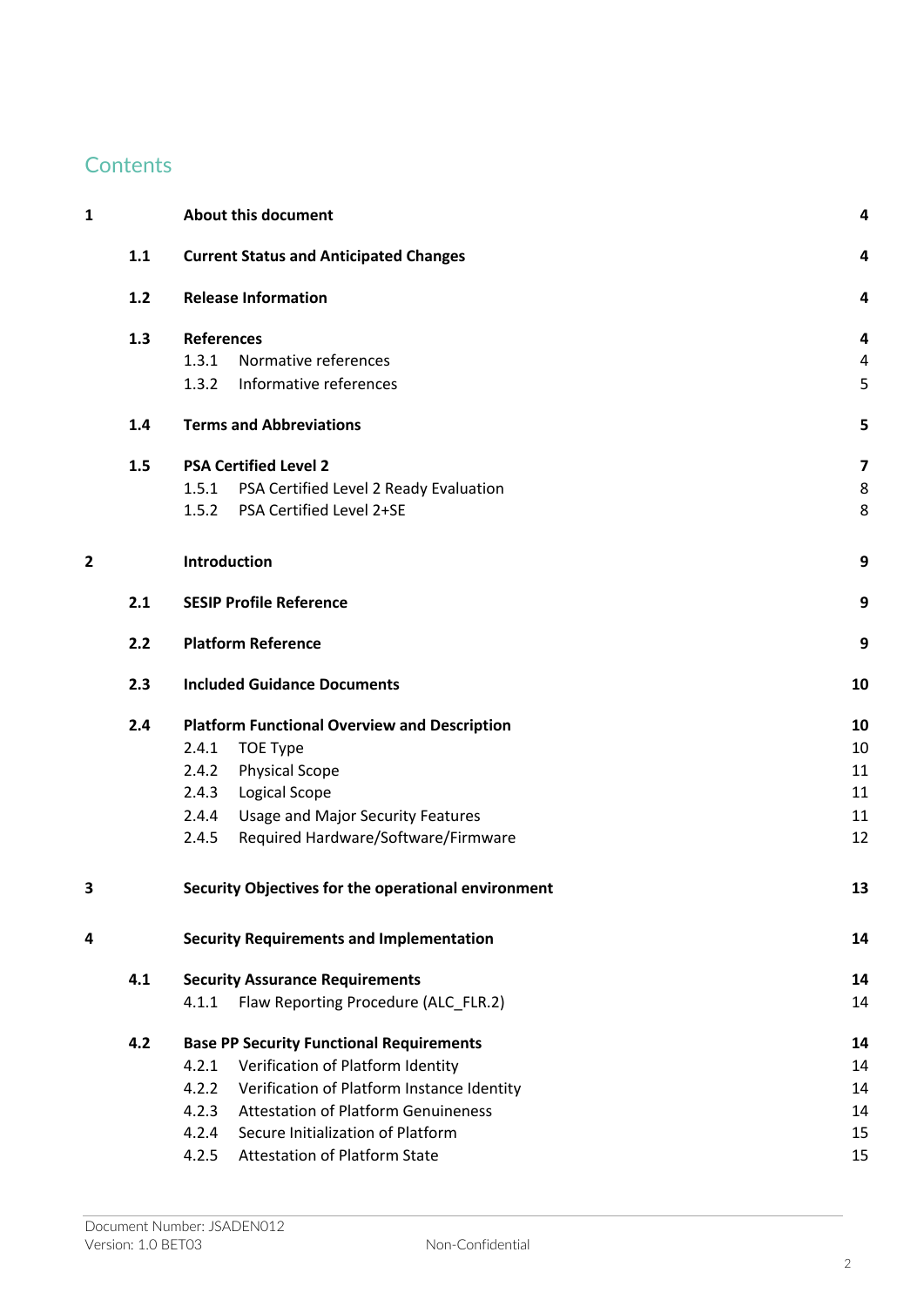# Contents

| | | | |
|---|---|---|---|
| **1** | | **About this document** | **4** |
| | **1.1** | **Current Status and Anticipated Changes** | **4** |
| | **1.2** | **Release Information** | **4** |
| | **1.3** | **References** | **4** |
| | | 1.3.1 Normative references | 4 |
| | | 1.3.2 Informative references | 5 |
| | **1.4** | **Terms and Abbreviations** | **5** |
| | **1.5** | **PSA Certified Level 2** | **7** |
| | | 1.5.1 PSA Certified Level 2 Ready Evaluation | 8 |
| | | 1.5.2 PSA Certified Level 2+SE | 8 |
| **2** | | **Introduction** | **9** |
| | **2.1** | **SESIP Profile Reference** | **9** |
| | **2.2** | **Platform Reference** | **9** |
| | **2.3** | **Included Guidance Documents** | **10** |
| | **2.4** | **Platform Functional Overview and Description** | **10** |
| | | 2.4.1 TOE Type | 10 |
| | | 2.4.2 Physical Scope | 11 |
| | | 2.4.3 Logical Scope | 11 |
| | | 2.4.4 Usage and Major Security Features | 11 |
| | | 2.4.5 Required Hardware/Software/Firmware | 12 |
| **3** | | **Security Objectives for the operational environment** | **13** |
| **4** | | **Security Requirements and Implementation** | **14** |
| | **4.1** | **Security Assurance Requirements** | **14** |
| | | 4.1.1 Flaw Reporting Procedure (ALC_FLR.2) | 14 |
| | **4.2** | **Base PP Security Functional Requirements** | **14** |
| | | 4.2.1 Verification of Platform Identity | 14 |
| | | 4.2.2 Verification of Platform Instance Identity | 14 |
| | | 4.2.3 Attestation of Platform Genuineness | 14 |
| | | 4.2.4 Secure Initialization of Platform | 15 |
| | | 4.2.5 Attestation of Platform State | 15 |

Document Number: JSADEN012
Version: 1.0 BET03

Non-Confidential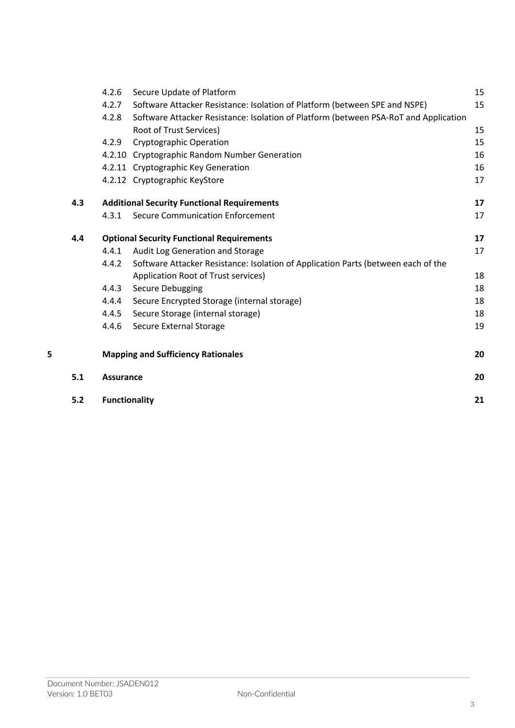| | | | |
|---|---|---|---|
| | 4.2.6 | Secure Update of Platform | 15 |
| | 4.2.7 | Software Attacker Resistance: Isolation of Platform (between SPE and NSPE) | 15 |
| | 4.2.8 | Software Attacker Resistance: Isolation of Platform (between PSA-RoT and Application Root of Trust Services) | 15 |
| | 4.2.9 | Cryptographic Operation | 15 |
| | 4.2.10 | Cryptographic Random Number Generation | 16 |
| | 4.2.11 | Cryptographic Key Generation | 16 |
| | 4.2.12 | Cryptographic KeyStore | 17 |
| **4.3** | **Additional Security Functional Requirements** | | **17** |
| | 4.3.1 | Secure Communication Enforcement | 17 |
| **4.4** | **Optional Security Functional Requirements** | | **17** |
| | 4.4.1 | Audit Log Generation and Storage | 17 |
| | 4.4.2 | Software Attacker Resistance: Isolation of Application Parts (between each of the Application Root of Trust services) | 18 |
| | 4.4.3 | Secure Debugging | 18 |
| | 4.4.4 | Secure Encrypted Storage (internal storage) | 18 |
| | 4.4.5 | Secure Storage (internal storage) | 18 |
| | 4.4.6 | Secure External Storage | 19 |
| **5** | **Mapping and Sufficiency Rationales** | | **20** |
| **5.1** | **Assurance** | | **20** |
| **5.2** | **Functionality** | | **21** |

Document Number: JSADEN012
Version: 1.0 BET03

Non-Confidential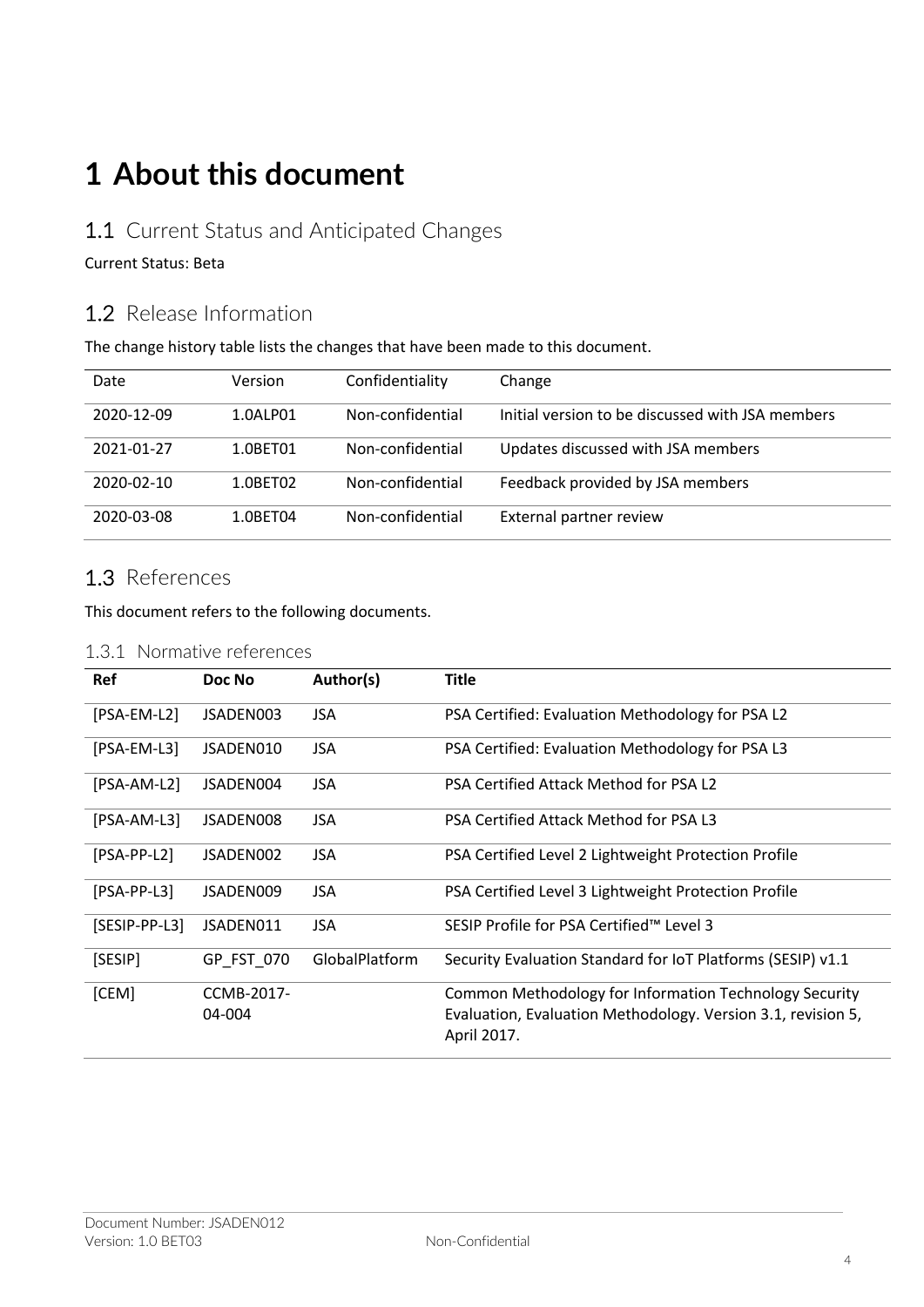# 1 About this document

## 1.1 Current Status and Anticipated Changes

Current Status: Beta

## 1.2 Release Information

The change history table lists the changes that have been made to this document.

| Date | Version | Confidentiality | Change |
|---|---|---|---|
| 2020-12-09 | 1.0ALP01 | Non-confidential | Initial version to be discussed with JSA members |
| 2021-01-27 | 1.0BET01 | Non-confidential | Updates discussed with JSA members |
| 2020-02-10 | 1.0BET02 | Non-confidential | Feedback provided by JSA members |
| 2020-03-08 | 1.0BET04 | Non-confidential | External partner review |

## 1.3 References

This document refers to the following documents.

### 1.3.1 Normative references

| Ref | Doc No | Author(s) | Title |
|---|---|---|---|
| [PSA-EM-L2] | JSADEN003 | JSA | PSA Certified: Evaluation Methodology for PSA L2 |
| [PSA-EM-L3] | JSADEN010 | JSA | PSA Certified: Evaluation Methodology for PSA L3 |
| [PSA-AM-L2] | JSADEN004 | JSA | PSA Certified Attack Method for PSA L2 |
| [PSA-AM-L3] | JSADEN008 | JSA | PSA Certified Attack Method for PSA L3 |
| [PSA-PP-L2] | JSADEN002 | JSA | PSA Certified Level 2 Lightweight Protection Profile |
| [PSA-PP-L3] | JSADEN009 | JSA | PSA Certified Level 3 Lightweight Protection Profile |
| [SESIP-PP-L3] | JSADEN011 | JSA | SESIP Profile for PSA Certified™ Level 3 |
| [SESIP] | GP_FST_070 | GlobalPlatform | Security Evaluation Standard for IoT Platforms (SESIP) v1.1 |
| [CEM] | CCMB-2017-04-004 | | Common Methodology for Information Technology Security Evaluation, Evaluation Methodology. Version 3.1, revision 5, April 2017. |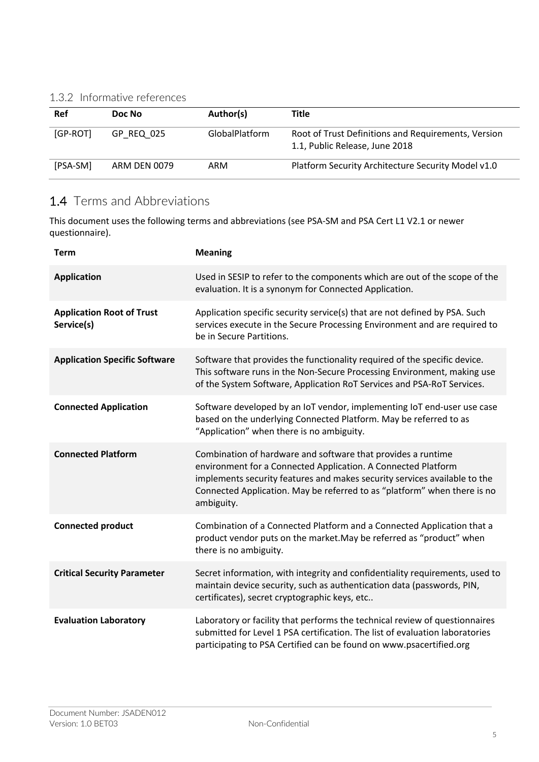### 1.3.2 Informative references

| Ref | Doc No | Author(s) | Title |
|---|---|---|---|
| [GP-ROT] | GP_REQ_025 | GlobalPlatform | Root of Trust Definitions and Requirements, Version 1.1, Public Release, June 2018 |
| [PSA-SM] | ARM DEN 0079 | ARM | Platform Security Architecture Security Model v1.0 |

## 1.4 Terms and Abbreviations

This document uses the following terms and abbreviations (see PSA-SM and PSA Cert L1 V2.1 or newer questionnaire).

| Term | Meaning |
|---|---|
| **Application** | Used in SESIP to refer to the components which are out of the scope of the evaluation. It is a synonym for Connected Application. |
| **Application Root of Trust Service(s)** | Application specific security service(s) that are not defined by PSA. Such services execute in the Secure Processing Environment and are required to be in Secure Partitions. |
| **Application Specific Software** | Software that provides the functionality required of the specific device. This software runs in the Non-Secure Processing Environment, making use of the System Software, Application RoT Services and PSA-RoT Services. |
| **Connected Application** | Software developed by an IoT vendor, implementing IoT end-user use case based on the underlying Connected Platform. May be referred to as “Application” when there is no ambiguity. |
| **Connected Platform** | Combination of hardware and software that provides a runtime environment for a Connected Application. A Connected Platform implements security features and makes security services available to the Connected Application. May be referred to as “platform” when there is no ambiguity. |
| **Connected product** | Combination of a Connected Platform and a Connected Application that a product vendor puts on the market.May be referred as “product” when there is no ambiguity. |
| **Critical Security Parameter** | Secret information, with integrity and confidentiality requirements, used to maintain device security, such as authentication data (passwords, PIN, certificates), secret cryptographic keys, etc.. |
| **Evaluation Laboratory** | Laboratory or facility that performs the technical review of questionnaires submitted for Level 1 PSA certification. The list of evaluation laboratories participating to PSA Certified can be found on www.psacertified.org |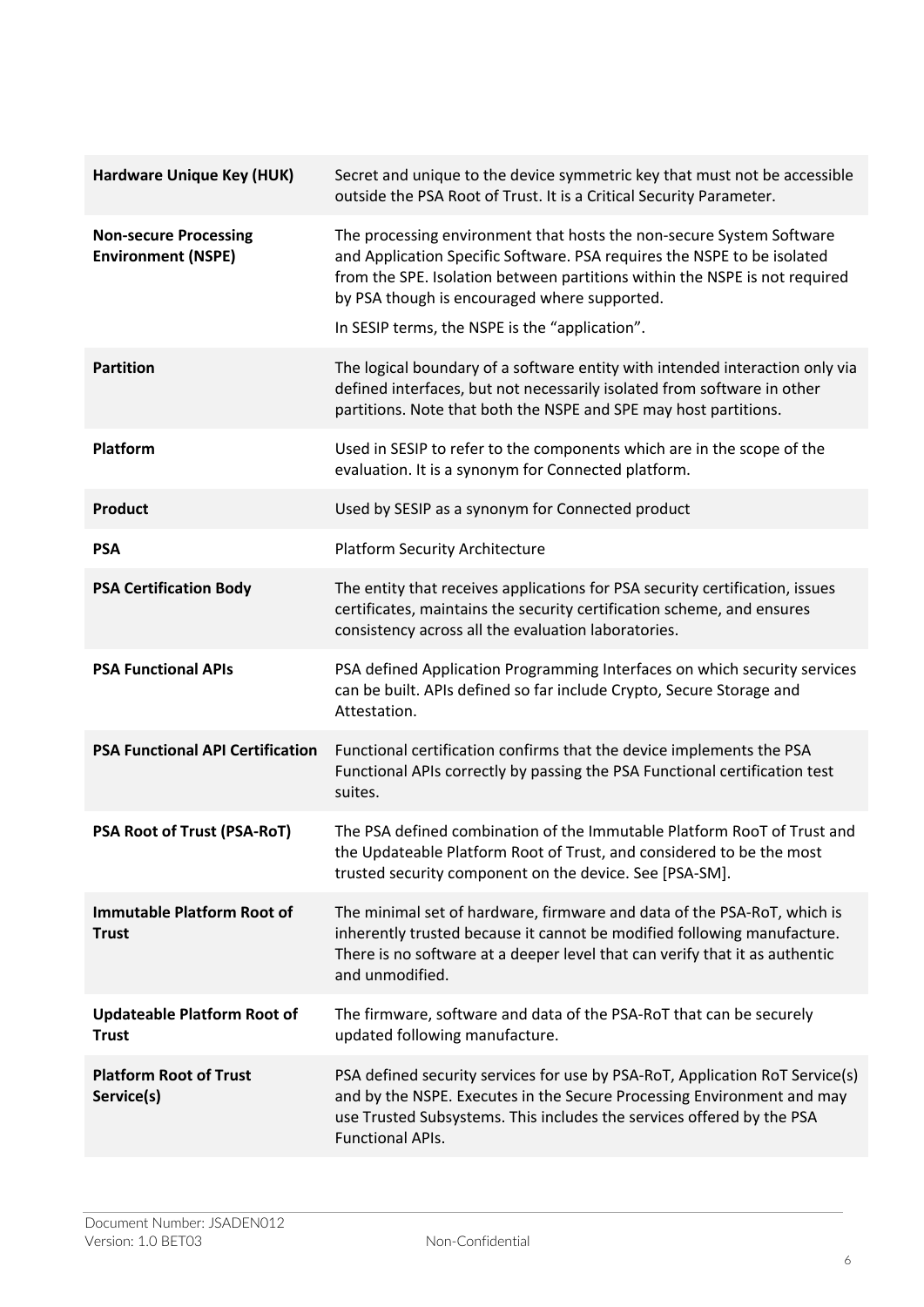| | |
|---|---|
| **Hardware Unique Key (HUK)** | Secret and unique to the device symmetric key that must not be accessible outside the PSA Root of Trust. It is a Critical Security Parameter. |
| **Non-secure Processing Environment (NSPE)** | The processing environment that hosts the non-secure System Software and Application Specific Software. PSA requires the NSPE to be isolated from the SPE. Isolation between partitions within the NSPE is not required by PSA though is encouraged where supported.<br><br>In SESIP terms, the NSPE is the “application”. |
| **Partition** | The logical boundary of a software entity with intended interaction only via defined interfaces, but not necessarily isolated from software in other partitions. Note that both the NSPE and SPE may host partitions. |
| **Platform** | Used in SESIP to refer to the components which are in the scope of the evaluation. It is a synonym for Connected platform. |
| **Product** | Used by SESIP as a synonym for Connected product |
| **PSA** | Platform Security Architecture |
| **PSA Certification Body** | The entity that receives applications for PSA security certification, issues certificates, maintains the security certification scheme, and ensures consistency across all the evaluation laboratories. |
| **PSA Functional APIs** | PSA defined Application Programming Interfaces on which security services can be built. APIs defined so far include Crypto, Secure Storage and Attestation. |
| **PSA Functional API Certification** | Functional certification confirms that the device implements the PSA Functional APIs correctly by passing the PSA Functional certification test suites. |
| **PSA Root of Trust (PSA-RoT)** | The PSA defined combination of the Immutable Platform RooT of Trust and the Updateable Platform Root of Trust, and considered to be the most trusted security component on the device. See [PSA-SM]. |
| **Immutable Platform Root of Trust** | The minimal set of hardware, firmware and data of the PSA-RoT, which is inherently trusted because it cannot be modified following manufacture. There is no software at a deeper level that can verify that it as authentic and unmodified. |
| **Updateable Platform Root of Trust** | The firmware, software and data of the PSA-RoT that can be securely updated following manufacture. |
| **Platform Root of Trust Service(s)** | PSA defined security services for use by PSA-RoT, Application RoT Service(s) and by the NSPE. Executes in the Secure Processing Environment and may use Trusted Subsystems. This includes the services offered by the PSA Functional APIs. |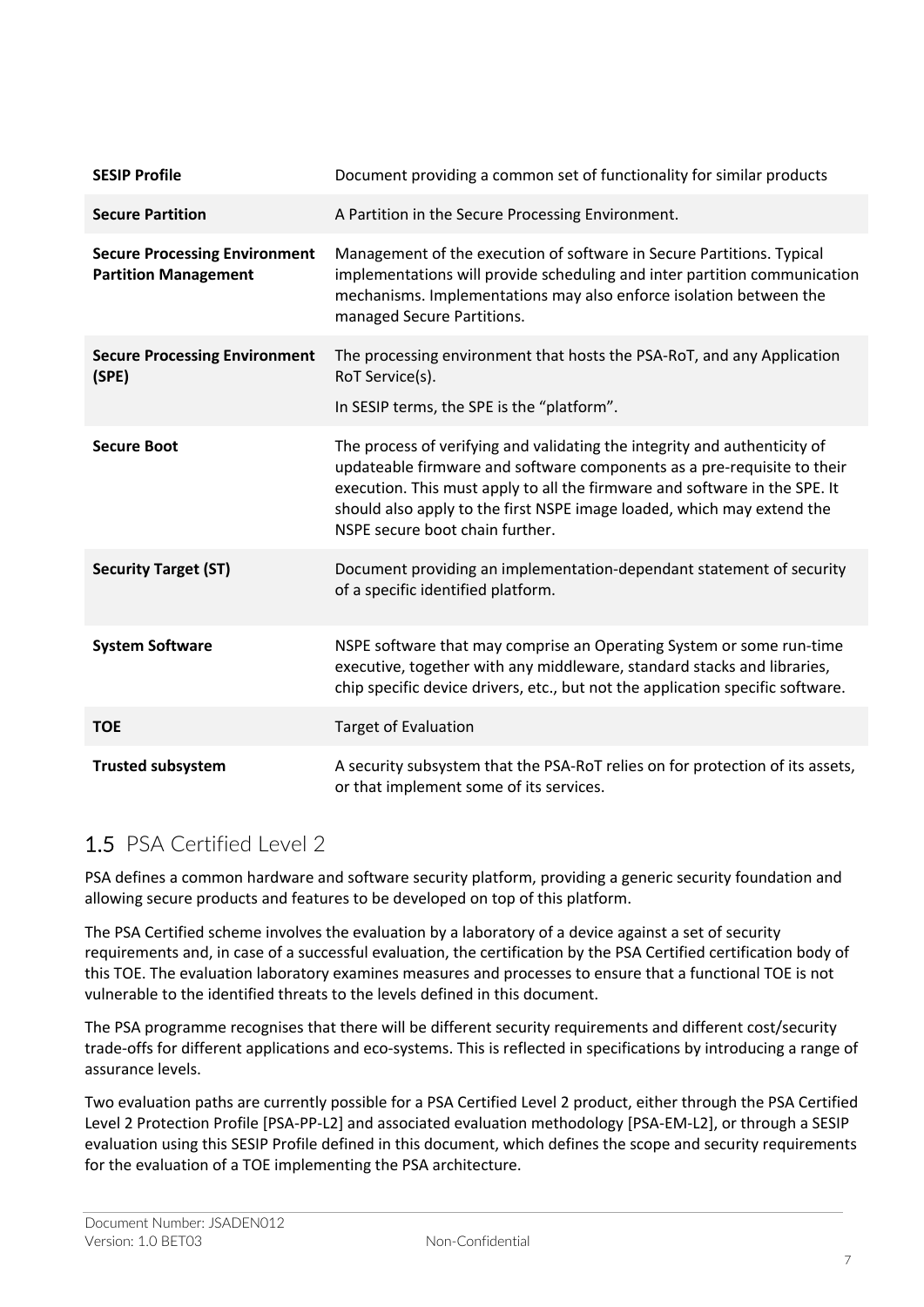| | |
|---|---|
| **SESIP Profile** | Document providing a common set of functionality for similar products |
| **Secure Partition** | A Partition in the Secure Processing Environment. |
| **Secure Processing Environment Partition Management** | Management of the execution of software in Secure Partitions. Typical implementations will provide scheduling and inter partition communication mechanisms. Implementations may also enforce isolation between the managed Secure Partitions. |
| **Secure Processing Environment (SPE)** | The processing environment that hosts the PSA-RoT, and any Application RoT Service(s).<br>In SESIP terms, the SPE is the "platform". |
| **Secure Boot** | The process of verifying and validating the integrity and authenticity of updateable firmware and software components as a pre-requisite to their execution. This must apply to all the firmware and software in the SPE. It should also apply to the first NSPE image loaded, which may extend the NSPE secure boot chain further. |
| **Security Target (ST)** | Document providing an implementation-dependant statement of security of a specific identified platform. |
| **System Software** | NSPE software that may comprise an Operating System or some run-time executive, together with any middleware, standard stacks and libraries, chip specific device drivers, etc., but not the application specific software. |
| **TOE** | Target of Evaluation |
| **Trusted subsystem** | A security subsystem that the PSA-RoT relies on for protection of its assets, or that implement some of its services. |

## 1.5 PSA Certified Level 2

PSA defines a common hardware and software security platform, providing a generic security foundation and allowing secure products and features to be developed on top of this platform.

The PSA Certified scheme involves the evaluation by a laboratory of a device against a set of security requirements and, in case of a successful evaluation, the certification by the PSA Certified certification body of this TOE. The evaluation laboratory examines measures and processes to ensure that a functional TOE is not vulnerable to the identified threats to the levels defined in this document.

The PSA programme recognises that there will be different security requirements and different cost/security trade-offs for different applications and eco-systems. This is reflected in specifications by introducing a range of assurance levels.

Two evaluation paths are currently possible for a PSA Certified Level 2 product, either through the PSA Certified Level 2 Protection Profile [PSA-PP-L2] and associated evaluation methodology [PSA-EM-L2], or through a SESIP evaluation using this SESIP Profile defined in this document, which defines the scope and security requirements for the evaluation of a TOE implementing the PSA architecture.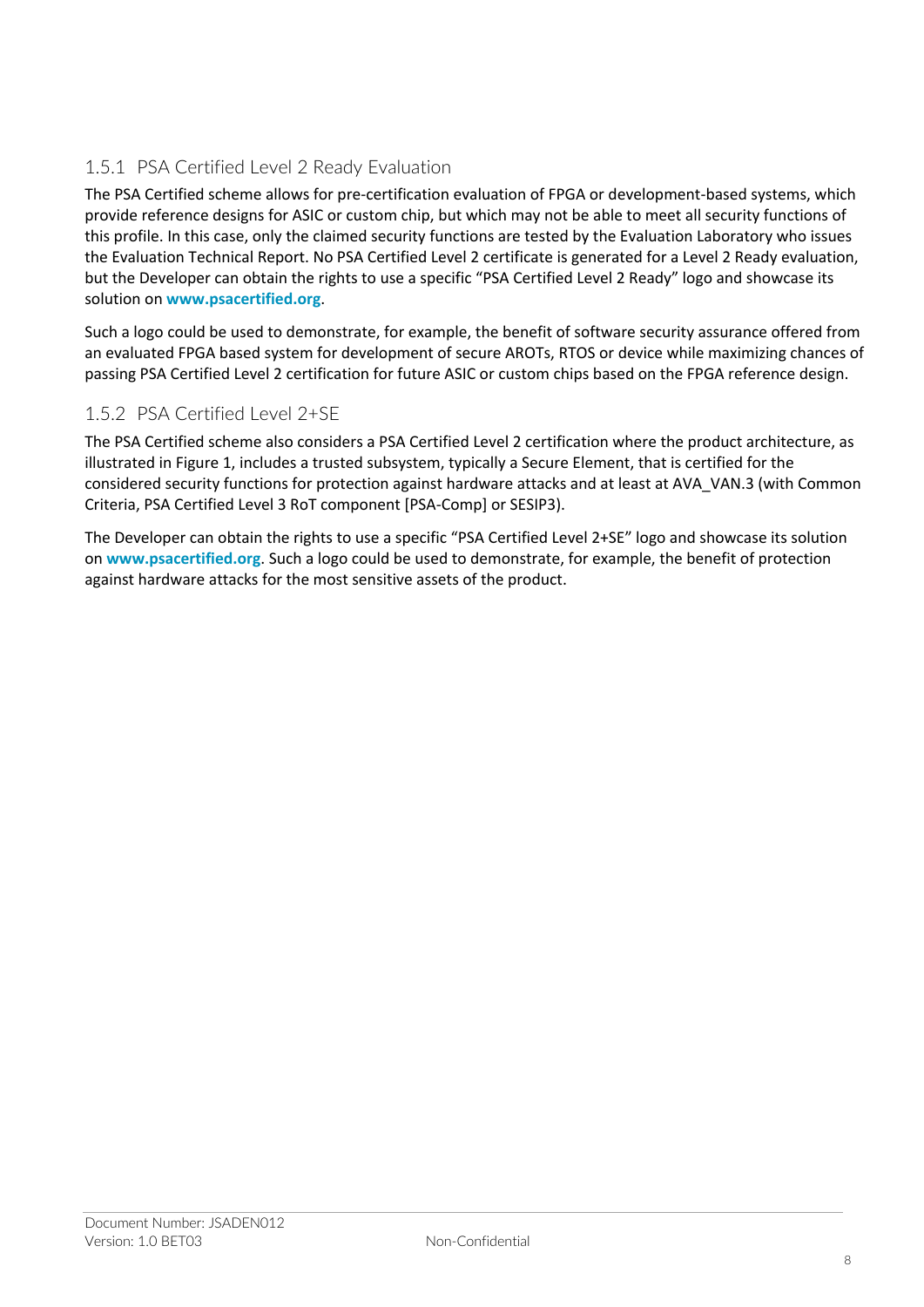### 1.5.1 PSA Certified Level 2 Ready Evaluation

The PSA Certified scheme allows for pre-certification evaluation of FPGA or development-based systems, which provide reference designs for ASIC or custom chip, but which may not be able to meet all security functions of this profile. In this case, only the claimed security functions are tested by the Evaluation Laboratory who issues the Evaluation Technical Report. No PSA Certified Level 2 certificate is generated for a Level 2 Ready evaluation, but the Developer can obtain the rights to use a specific "PSA Certified Level 2 Ready" logo and showcase its solution on **www.psacertified.org**.

Such a logo could be used to demonstrate, for example, the benefit of software security assurance offered from an evaluated FPGA based system for development of secure AROTs, RTOS or device while maximizing chances of passing PSA Certified Level 2 certification for future ASIC or custom chips based on the FPGA reference design.

### 1.5.2 PSA Certified Level 2+SE

The PSA Certified scheme also considers a PSA Certified Level 2 certification where the product architecture, as illustrated in Figure 1, includes a trusted subsystem, typically a Secure Element, that is certified for the considered security functions for protection against hardware attacks and at least at AVA_VAN.3 (with Common Criteria, PSA Certified Level 3 RoT component [PSA-Comp] or SESIP3).

The Developer can obtain the rights to use a specific "PSA Certified Level 2+SE" logo and showcase its solution on **www.psacertified.org**. Such a logo could be used to demonstrate, for example, the benefit of protection against hardware attacks for the most sensitive assets of the product.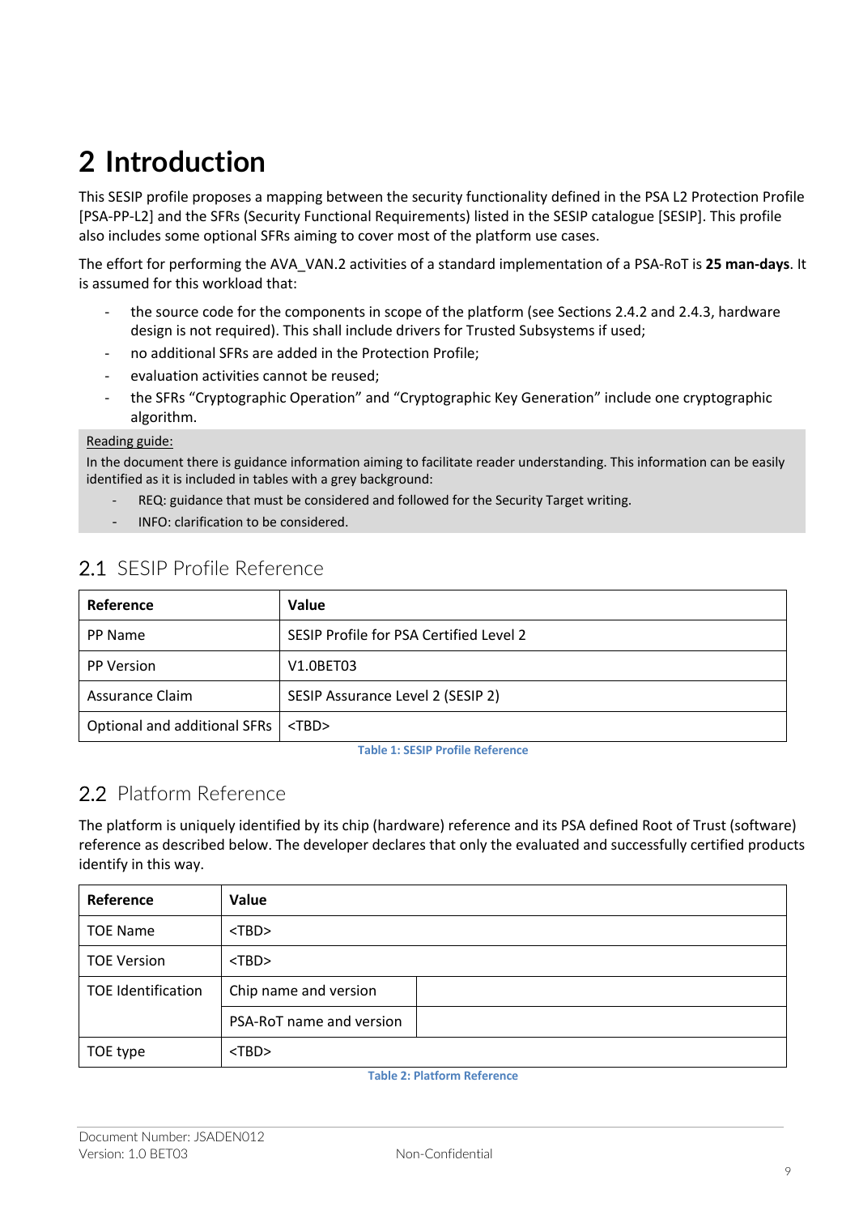# 2 Introduction

This SESIP profile proposes a mapping between the security functionality defined in the PSA L2 Protection Profile [PSA-PP-L2] and the SFRs (Security Functional Requirements) listed in the SESIP catalogue [SESIP]. This profile also includes some optional SFRs aiming to cover most of the platform use cases.

The effort for performing the AVA_VAN.2 activities of a standard implementation of a PSA-RoT is **25 man-days**. It is assumed for this workload that:

- the source code for the components in scope of the platform (see Sections 2.4.2 and 2.4.3, hardware design is not required). This shall include drivers for Trusted Subsystems if used;
- no additional SFRs are added in the Protection Profile;
- evaluation activities cannot be reused;
- the SFRs "Cryptographic Operation" and "Cryptographic Key Generation" include one cryptographic algorithm.

Reading guide:

In the document there is guidance information aiming to facilitate reader understanding. This information can be easily identified as it is included in tables with a grey background:

- REQ: guidance that must be considered and followed for the Security Target writing.
- INFO: clarification to be considered.

## 2.1 SESIP Profile Reference

| Reference | Value |
| --- | --- |
| PP Name | SESIP Profile for PSA Certified Level 2 |
| PP Version | V1.0BET03 |
| Assurance Claim | SESIP Assurance Level 2 (SESIP 2) |
| Optional and additional SFRs | <TBD> |

Table 1: SESIP Profile Reference

## 2.2 Platform Reference

The platform is uniquely identified by its chip (hardware) reference and its PSA defined Root of Trust (software) reference as described below. The developer declares that only the evaluated and successfully certified products identify in this way.

| Reference | Value | |
| --- | --- | --- |
| TOE Name | <TBD> | |
| TOE Version | <TBD> | |
| TOE Identification | Chip name and version | |
| | PSA-RoT name and version | |
| TOE type | <TBD> | |

Table 2: Platform Reference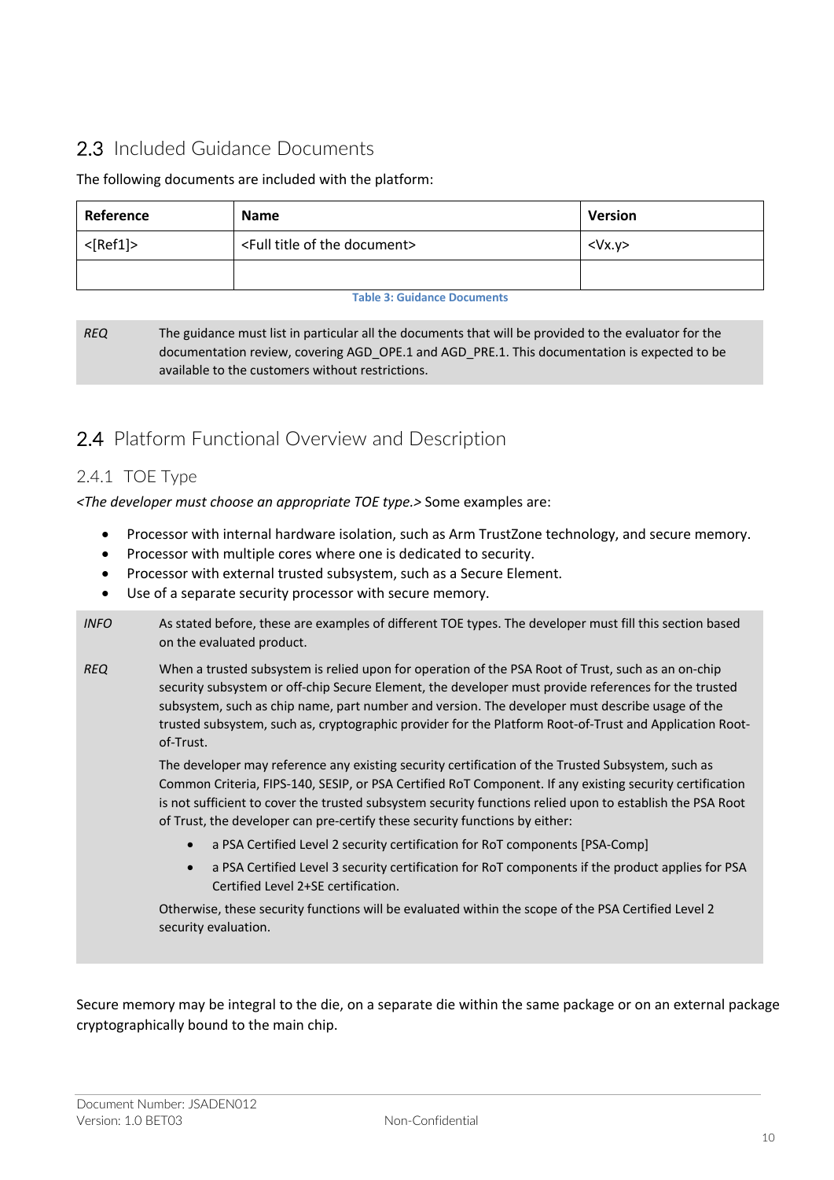## 2.3 Included Guidance Documents

The following documents are included with the platform:

| Reference | Name | Version |
|---|---|---|
| <[Ref1]> | <Full title of the document> | <Vx.y> |
| | | |

Table 3: Guidance Documents

| | |
|---|---|
| *REQ* | The guidance must list in particular all the documents that will be provided to the evaluator for the documentation review, covering AGD_OPE.1 and AGD_PRE.1. This documentation is expected to be available to the customers without restrictions. |

## 2.4 Platform Functional Overview and Description

### 2.4.1 TOE Type

*<The developer must choose an appropriate TOE type.>* Some examples are:

- Processor with internal hardware isolation, such as Arm TrustZone technology, and secure memory.
- Processor with multiple cores where one is dedicated to security.
- Processor with external trusted subsystem, such as a Secure Element.
- Use of a separate security processor with secure memory.

*INFO* As stated before, these are examples of different TOE types. The developer must fill this section based on the evaluated product.

*REQ* When a trusted subsystem is relied upon for operation of the PSA Root of Trust, such as an on-chip security subsystem or off-chip Secure Element, the developer must provide references for the trusted subsystem, such as chip name, part number and version. The developer must describe usage of the trusted subsystem, such as, cryptographic provider for the Platform Root-of-Trust and Application Root-of-Trust.

The developer may reference any existing security certification of the Trusted Subsystem, such as Common Criteria, FIPS-140, SESIP, or PSA Certified RoT Component. If any existing security certification is not sufficient to cover the trusted subsystem security functions relied upon to establish the PSA Root of Trust, the developer can pre-certify these security functions by either:

- a PSA Certified Level 2 security certification for RoT components [PSA-Comp]
- a PSA Certified Level 3 security certification for RoT components if the product applies for PSA Certified Level 2+SE certification.

Otherwise, these security functions will be evaluated within the scope of the PSA Certified Level 2 security evaluation.

Secure memory may be integral to the die, on a separate die within the same package or on an external package cryptographically bound to the main chip.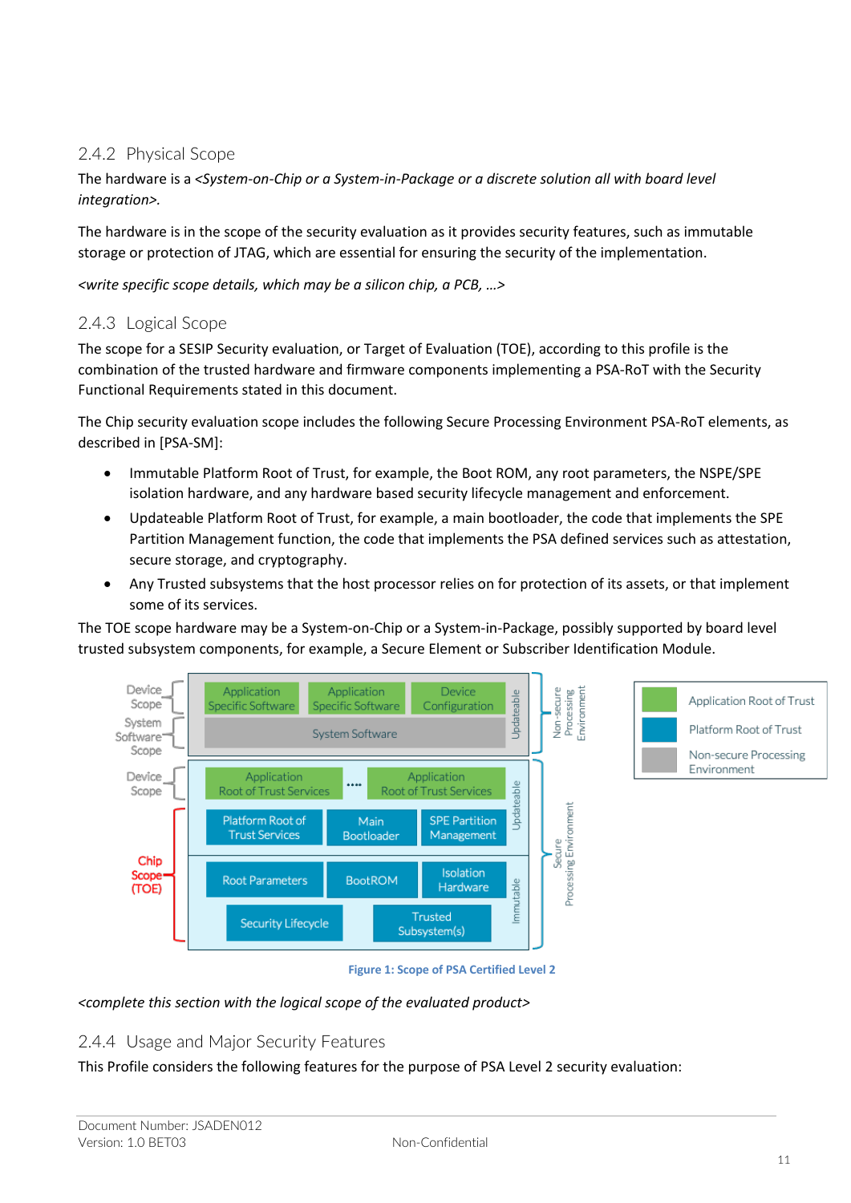### 2.4.2 Physical Scope

The hardware is a *<System-on-Chip or a System-in-Package or a discrete solution all with board level integration>.*

The hardware is in the scope of the security evaluation as it provides security features, such as immutable storage or protection of JTAG, which are essential for ensuring the security of the implementation.

*<write specific scope details, which may be a silicon chip, a PCB, …>*

### 2.4.3 Logical Scope

The scope for a SESIP Security evaluation, or Target of Evaluation (TOE), according to this profile is the combination of the trusted hardware and firmware components implementing a PSA-RoT with the Security Functional Requirements stated in this document.

The Chip security evaluation scope includes the following Secure Processing Environment PSA-RoT elements, as described in [PSA-SM]:

- Immutable Platform Root of Trust, for example, the Boot ROM, any root parameters, the NSPE/SPE isolation hardware, and any hardware based security lifecycle management and enforcement.
- Updateable Platform Root of Trust, for example, a main bootloader, the code that implements the SPE Partition Management function, the code that implements the PSA defined services such as attestation, secure storage, and cryptography.
- Any Trusted subsystems that the host processor relies on for protection of its assets, or that implement some of its services.

The TOE scope hardware may be a System-on-Chip or a System-in-Package, possibly supported by board level trusted subsystem components, for example, a Secure Element or Subscriber Identification Module.

Figure 1: Scope of PSA Certified Level 2

*<complete this section with the logical scope of the evaluated product>*

### 2.4.4 Usage and Major Security Features

This Profile considers the following features for the purpose of PSA Level 2 security evaluation: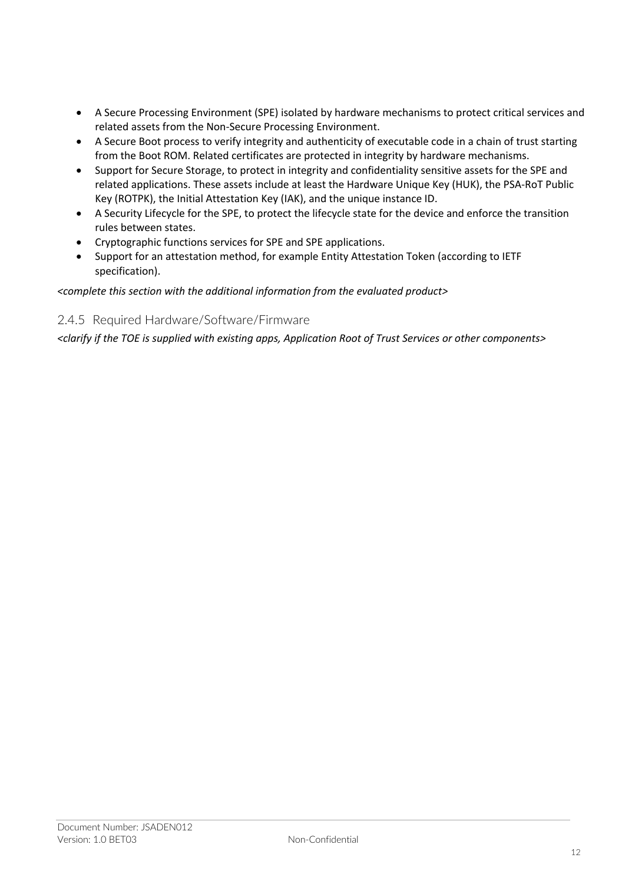- A Secure Processing Environment (SPE) isolated by hardware mechanisms to protect critical services and related assets from the Non-Secure Processing Environment.
- A Secure Boot process to verify integrity and authenticity of executable code in a chain of trust starting from the Boot ROM. Related certificates are protected in integrity by hardware mechanisms.
- Support for Secure Storage, to protect in integrity and confidentiality sensitive assets for the SPE and related applications. These assets include at least the Hardware Unique Key (HUK), the PSA-RoT Public Key (ROTPK), the Initial Attestation Key (IAK), and the unique instance ID.
- A Security Lifecycle for the SPE, to protect the lifecycle state for the device and enforce the transition rules between states.
- Cryptographic functions services for SPE and SPE applications.
- Support for an attestation method, for example Entity Attestation Token (according to IETF specification).

*<complete this section with the additional information from the evaluated product>*

### 2.4.5 Required Hardware/Software/Firmware

*<clarify if the TOE is supplied with existing apps, Application Root of Trust Services or other components>*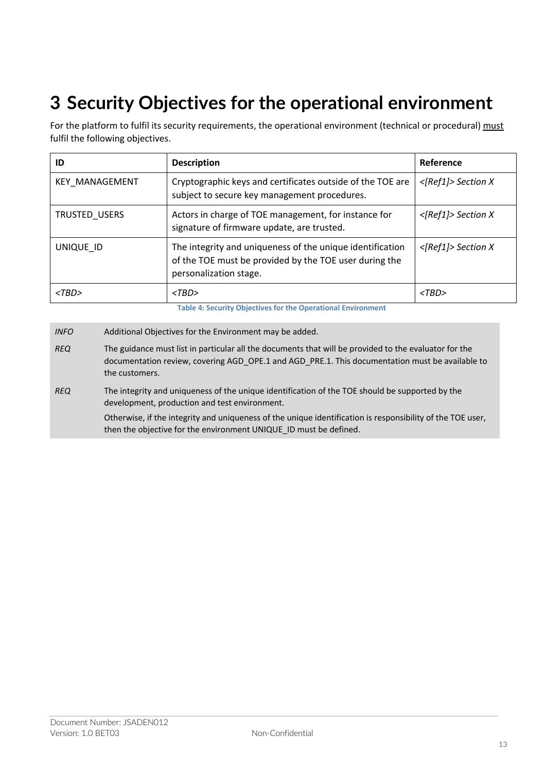# 3 Security Objectives for the operational environment

For the platform to fulfil its security requirements, the operational environment (technical or procedural) must fulfil the following objectives.

| ID | Description | Reference |
|---|---|---|
| KEY_MANAGEMENT | Cryptographic keys and certificates outside of the TOE are subject to secure key management procedures. | *<[Ref1]> Section X* |
| TRUSTED_USERS | Actors in charge of TOE management, for instance for signature of firmware update, are trusted. | *<[Ref1]> Section X* |
| UNIQUE_ID | The integrity and uniqueness of the unique identification of the TOE must be provided by the TOE user during the personalization stage. | *<[Ref1]> Section X* |
| *<TBD>* | *<TBD>* | *<TBD>* |

**Table 4: Security Objectives for the Operational Environment**

| | |
|---|---|
| *INFO* | Additional Objectives for the Environment may be added. |
| *REQ* | The guidance must list in particular all the documents that will be provided to the evaluator for the documentation review, covering AGD_OPE.1 and AGD_PRE.1. This documentation must be available to the customers. |
| *REQ* | The integrity and uniqueness of the unique identification of the TOE should be supported by the development, production and test environment. Otherwise, if the integrity and uniqueness of the unique identification is responsibility of the TOE user, then the objective for the environment UNIQUE_ID must be defined. |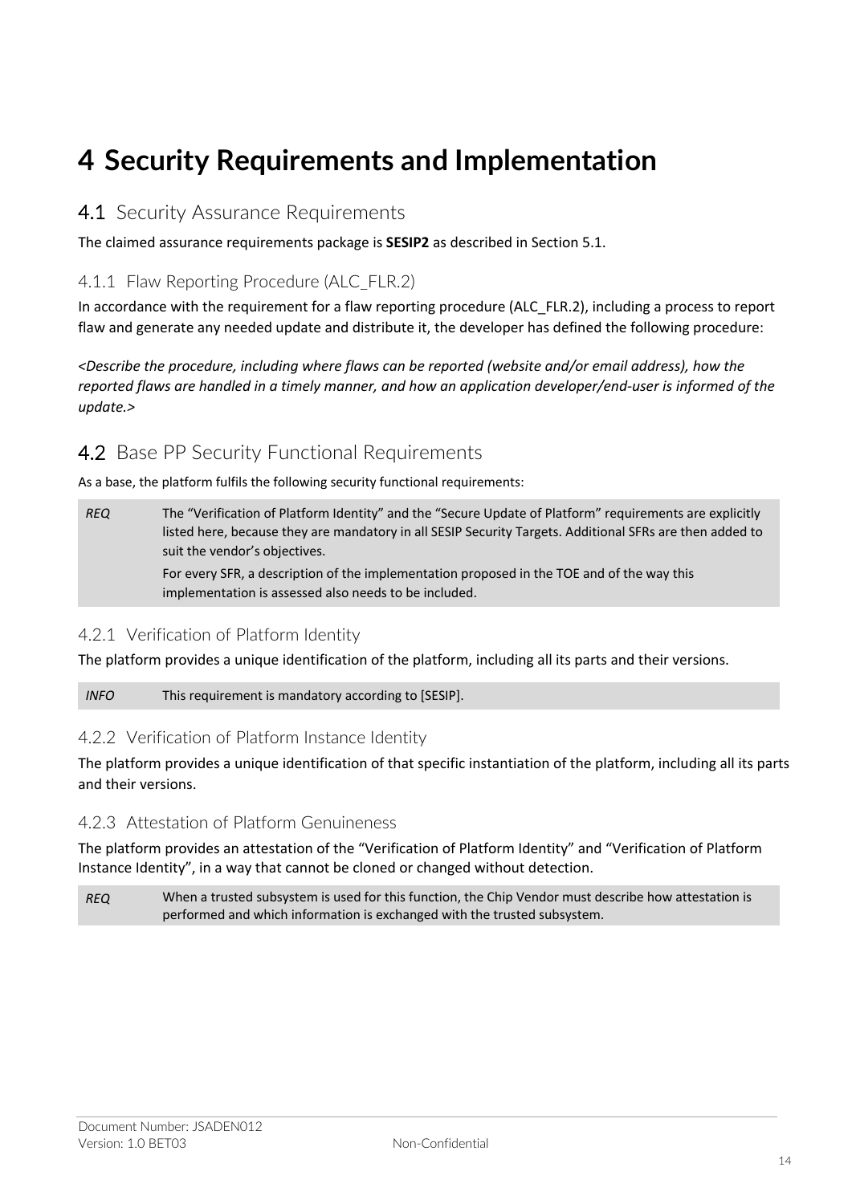# 4 Security Requirements and Implementation

## 4.1 Security Assurance Requirements

The claimed assurance requirements package is **SESIP2** as described in Section 5.1.

### 4.1.1 Flaw Reporting Procedure (ALC_FLR.2)

In accordance with the requirement for a flaw reporting procedure (ALC_FLR.2), including a process to report flaw and generate any needed update and distribute it, the developer has defined the following procedure:

*<Describe the procedure, including where flaws can be reported (website and/or email address), how the reported flaws are handled in a timely manner, and how an application developer/end-user is informed of the update.>*

## 4.2 Base PP Security Functional Requirements

As a base, the platform fulfils the following security functional requirements:

| | |
|---|---|
| *REQ* | The "Verification of Platform Identity" and the "Secure Update of Platform" requirements are explicitly listed here, because they are mandatory in all SESIP Security Targets. Additional SFRs are then added to suit the vendor's objectives.<br>For every SFR, a description of the implementation proposed in the TOE and of the way this implementation is assessed also needs to be included. |

### 4.2.1 Verification of Platform Identity

The platform provides a unique identification of the platform, including all its parts and their versions.

| | |
|---|---|
| *INFO* | This requirement is mandatory according to [SESIP]. |

### 4.2.2 Verification of Platform Instance Identity

The platform provides a unique identification of that specific instantiation of the platform, including all its parts and their versions.

### 4.2.3 Attestation of Platform Genuineness

The platform provides an attestation of the "Verification of Platform Identity" and "Verification of Platform Instance Identity", in a way that cannot be cloned or changed without detection.

| | |
|---|---|
| *REQ* | When a trusted subsystem is used for this function, the Chip Vendor must describe how attestation is performed and which information is exchanged with the trusted subsystem. |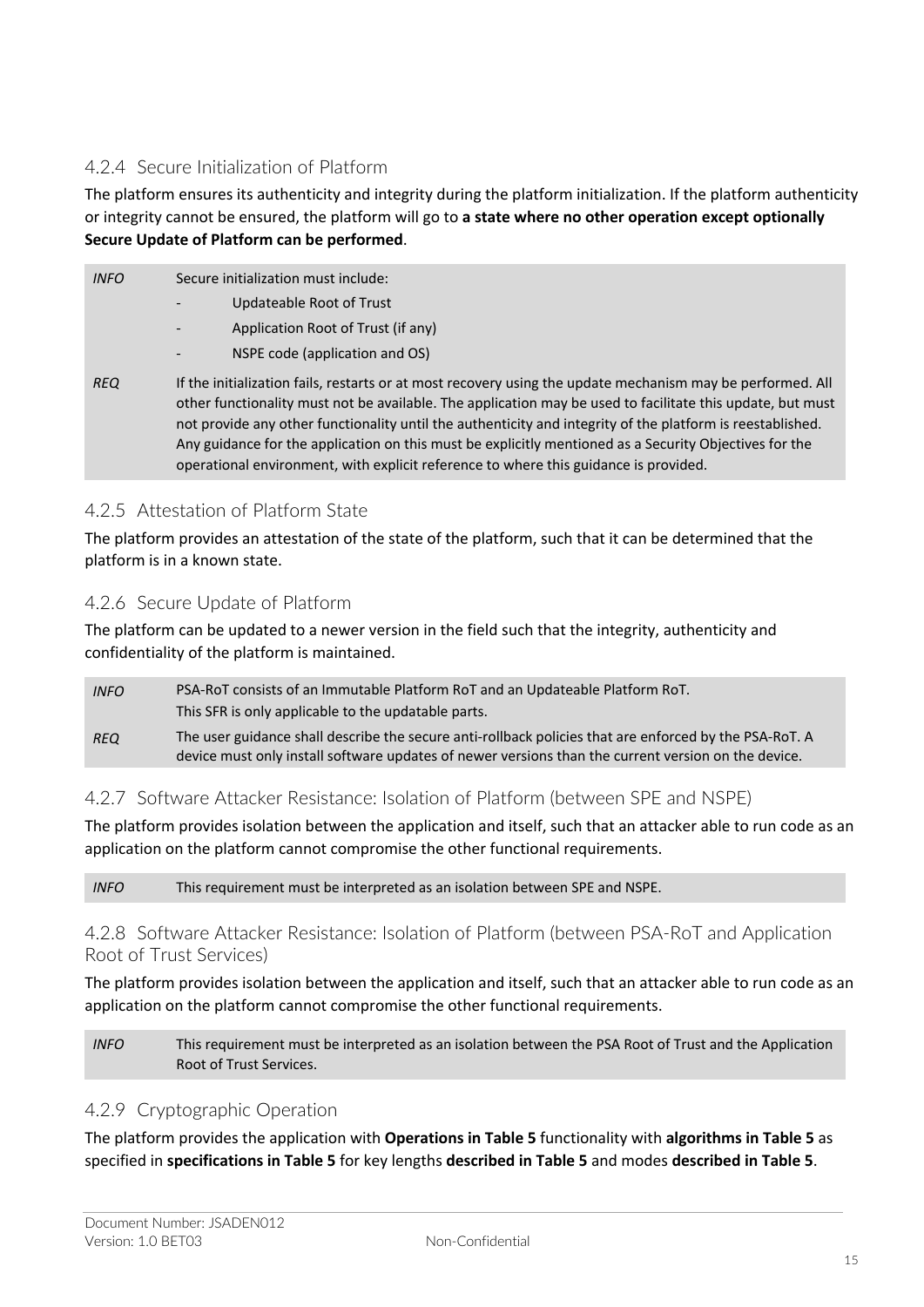### 4.2.4 Secure Initialization of Platform

The platform ensures its authenticity and integrity during the platform initialization. If the platform authenticity or integrity cannot be ensured, the platform will go to **a state where no other operation except optionally Secure Update of Platform can be performed**.

| | |
|---|---|
| *INFO* | Secure initialization must include:<br>- Updateable Root of Trust<br>- Application Root of Trust (if any)<br>- NSPE code (application and OS) |
| *REQ* | If the initialization fails, restarts or at most recovery using the update mechanism may be performed. All other functionality must not be available. The application may be used to facilitate this update, but must not provide any other functionality until the authenticity and integrity of the platform is reestablished. Any guidance for the application on this must be explicitly mentioned as a Security Objectives for the operational environment, with explicit reference to where this guidance is provided. |

### 4.2.5 Attestation of Platform State

The platform provides an attestation of the state of the platform, such that it can be determined that the platform is in a known state.

### 4.2.6 Secure Update of Platform

The platform can be updated to a newer version in the field such that the integrity, authenticity and confidentiality of the platform is maintained.

| | |
|---|---|
| *INFO* | PSA-RoT consists of an Immutable Platform RoT and an Updateable Platform RoT.<br>This SFR is only applicable to the updatable parts. |
| *REQ* | The user guidance shall describe the secure anti-rollback policies that are enforced by the PSA-RoT. A device must only install software updates of newer versions than the current version on the device. |

### 4.2.7 Software Attacker Resistance: Isolation of Platform (between SPE and NSPE)

The platform provides isolation between the application and itself, such that an attacker able to run code as an application on the platform cannot compromise the other functional requirements.

| | |
|---|---|
| *INFO* | This requirement must be interpreted as an isolation between SPE and NSPE. |

### 4.2.8 Software Attacker Resistance: Isolation of Platform (between PSA-RoT and Application Root of Trust Services)

The platform provides isolation between the application and itself, such that an attacker able to run code as an application on the platform cannot compromise the other functional requirements.

| | |
|---|---|
| *INFO* | This requirement must be interpreted as an isolation between the PSA Root of Trust and the Application Root of Trust Services. |

### 4.2.9 Cryptographic Operation

The platform provides the application with **Operations in Table 5** functionality with **algorithms in Table 5** as specified in **specifications in Table 5** for key lengths **described in Table 5** and modes **described in Table 5**.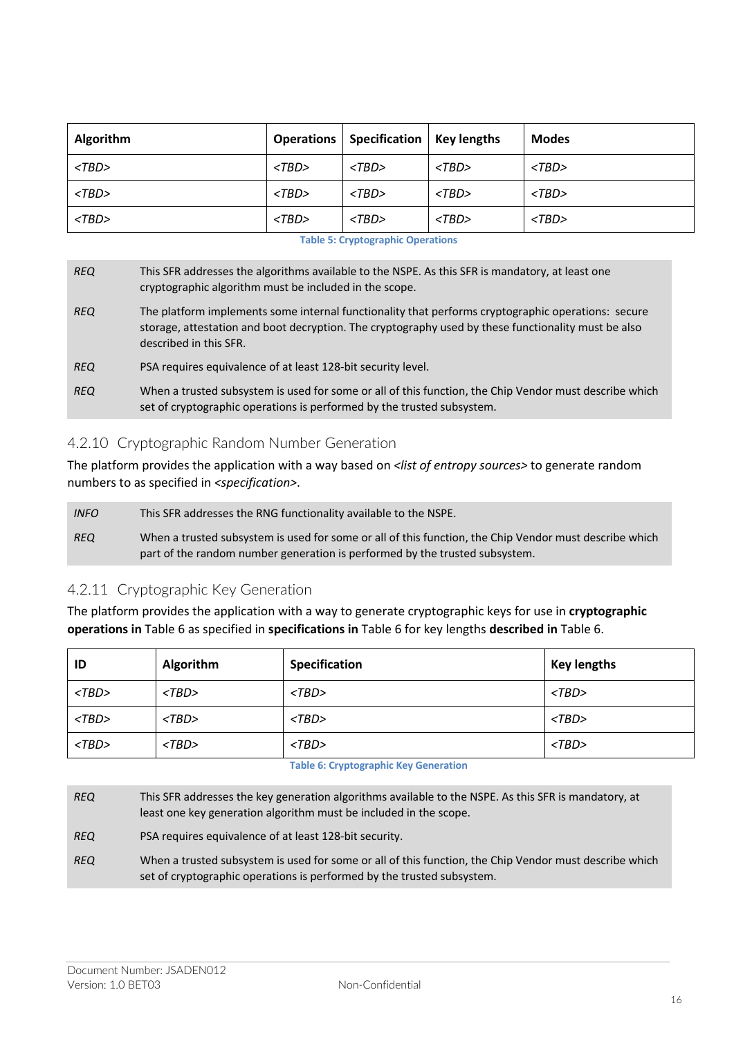| Algorithm | Operations | Specification | Key lengths | Modes |
|---|---|---|---|---|
| *<TBD>* | *<TBD>* | *<TBD>* | *<TBD>* | *<TBD>* |
| *<TBD>* | *<TBD>* | *<TBD>* | *<TBD>* | *<TBD>* |
| *<TBD>* | *<TBD>* | *<TBD>* | *<TBD>* | *<TBD>* |

Table 5: Cryptographic Operations

| | |
|---|---|
| *REQ* | This SFR addresses the algorithms available to the NSPE. As this SFR is mandatory, at least one cryptographic algorithm must be included in the scope. |
| *REQ* | The platform implements some internal functionality that performs cryptographic operations: secure storage, attestation and boot decryption. The cryptography used by these functionality must be also described in this SFR. |
| *REQ* | PSA requires equivalence of at least 128-bit security level. |
| *REQ* | When a trusted subsystem is used for some or all of this function, the Chip Vendor must describe which set of cryptographic operations is performed by the trusted subsystem. |

### 4.2.10 Cryptographic Random Number Generation

The platform provides the application with a way based on *<list of entropy sources>* to generate random numbers to as specified in *<specification>*.

| | |
|---|---|
| *INFO* | This SFR addresses the RNG functionality available to the NSPE. |
| *REQ* | When a trusted subsystem is used for some or all of this function, the Chip Vendor must describe which part of the random number generation is performed by the trusted subsystem. |

### 4.2.11 Cryptographic Key Generation

The platform provides the application with a way to generate cryptographic keys for use in **cryptographic operations in** Table 6 as specified in **specifications in** Table 6 for key lengths **described in** Table 6.

| ID | Algorithm | Specification | Key lengths |
|---|---|---|---|
| *<TBD>* | *<TBD>* | *<TBD>* | *<TBD>* |
| *<TBD>* | *<TBD>* | *<TBD>* | *<TBD>* |
| *<TBD>* | *<TBD>* | *<TBD>* | *<TBD>* |

Table 6: Cryptographic Key Generation

| | |
|---|---|
| *REQ* | This SFR addresses the key generation algorithms available to the NSPE. As this SFR is mandatory, at least one key generation algorithm must be included in the scope. |
| *REQ* | PSA requires equivalence of at least 128-bit security. |
| *REQ* | When a trusted subsystem is used for some or all of this function, the Chip Vendor must describe which set of cryptographic operations is performed by the trusted subsystem. |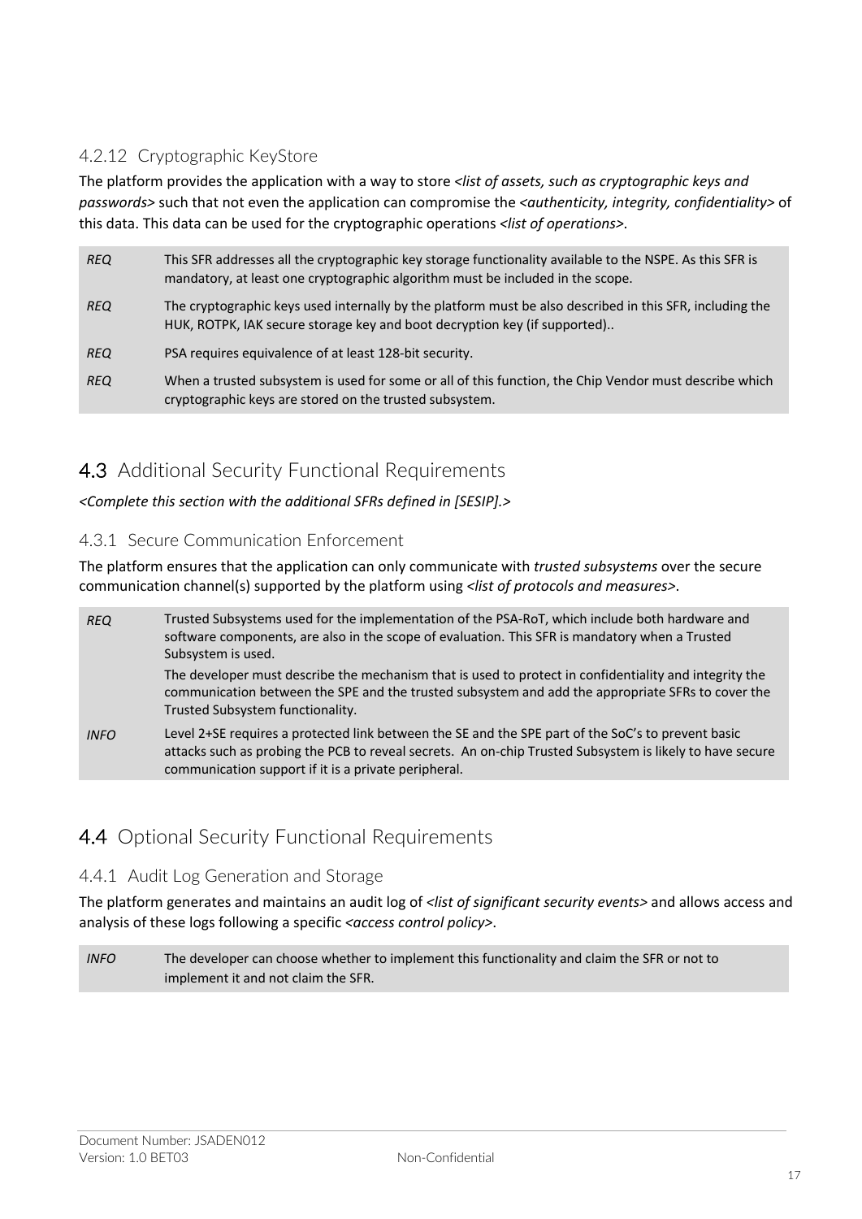### 4.2.12 Cryptographic KeyStore

The platform provides the application with a way to store *<list of assets, such as cryptographic keys and passwords>* such that not even the application can compromise the *<authenticity, integrity, confidentiality>* of this data. This data can be used for the cryptographic operations *<list of operations>*.

| | |
|---|---|
| *REQ* | This SFR addresses all the cryptographic key storage functionality available to the NSPE. As this SFR is mandatory, at least one cryptographic algorithm must be included in the scope. |
| *REQ* | The cryptographic keys used internally by the platform must be also described in this SFR, including the HUK, ROTPK, IAK secure storage key and boot decryption key (if supported).. |
| *REQ* | PSA requires equivalence of at least 128-bit security. |
| *REQ* | When a trusted subsystem is used for some or all of this function, the Chip Vendor must describe which cryptographic keys are stored on the trusted subsystem. |

## 4.3 Additional Security Functional Requirements

*<Complete this section with the additional SFRs defined in [SESIP].>*

### 4.3.1 Secure Communication Enforcement

The platform ensures that the application can only communicate with *trusted subsystems* over the secure communication channel(s) supported by the platform using *<list of protocols and measures>*.

| | |
|---|---|
| *REQ* | Trusted Subsystems used for the implementation of the PSA-RoT, which include both hardware and software components, are also in the scope of evaluation. This SFR is mandatory when a Trusted Subsystem is used.<br><br>The developer must describe the mechanism that is used to protect in confidentiality and integrity the communication between the SPE and the trusted subsystem and add the appropriate SFRs to cover the Trusted Subsystem functionality. |
| *INFO* | Level 2+SE requires a protected link between the SE and the SPE part of the SoC's to prevent basic attacks such as probing the PCB to reveal secrets. An on-chip Trusted Subsystem is likely to have secure communication support if it is a private peripheral. |

## 4.4 Optional Security Functional Requirements

### 4.4.1 Audit Log Generation and Storage

The platform generates and maintains an audit log of *<list of significant security events>* and allows access and analysis of these logs following a specific *<access control policy>*.

| | |
|---|---|
| *INFO* | The developer can choose whether to implement this functionality and claim the SFR or not to implement it and not claim the SFR. |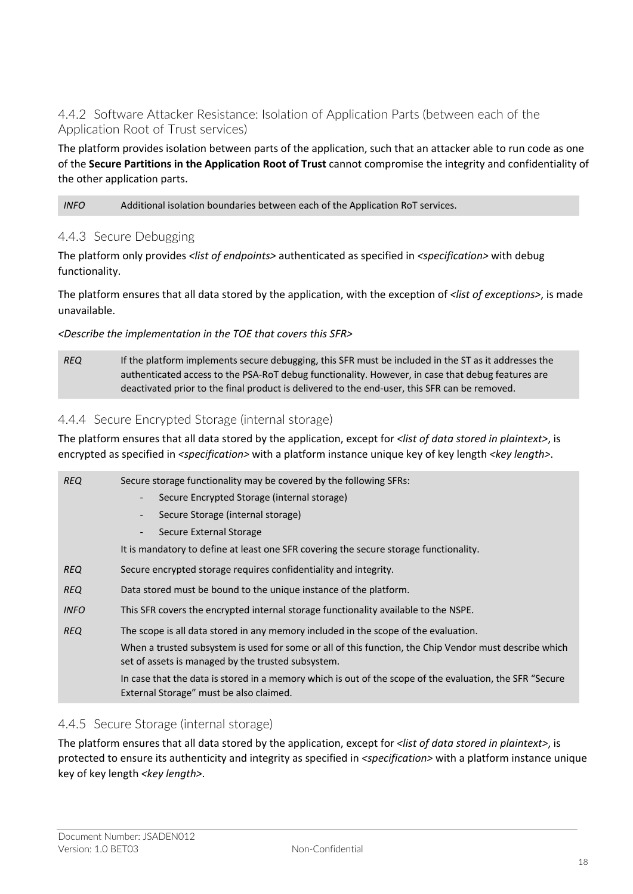### 4.4.2 Software Attacker Resistance: Isolation of Application Parts (between each of the Application Root of Trust services)

The platform provides isolation between parts of the application, such that an attacker able to run code as one of the **Secure Partitions in the Application Root of Trust** cannot compromise the integrity and confidentiality of the other application parts.

| | |
|---|---|
| *INFO* | Additional isolation boundaries between each of the Application RoT services. |

### 4.4.3 Secure Debugging

The platform only provides *<list of endpoints>* authenticated as specified in *<specification>* with debug functionality.

The platform ensures that all data stored by the application, with the exception of *<list of exceptions>*, is made unavailable.

*<Describe the implementation in the TOE that covers this SFR>*

| | |
|---|---|
| *REQ* | If the platform implements secure debugging, this SFR must be included in the ST as it addresses the authenticated access to the PSA-RoT debug functionality. However, in case that debug features are deactivated prior to the final product is delivered to the end-user, this SFR can be removed. |

### 4.4.4 Secure Encrypted Storage (internal storage)

The platform ensures that all data stored by the application, except for *<list of data stored in plaintext>*, is encrypted as specified in *<specification>* with a platform instance unique key of key length *<key length>*.

| | |
|---|---|
| *REQ* | Secure storage functionality may be covered by the following SFRs:<br>- Secure Encrypted Storage (internal storage)<br>- Secure Storage (internal storage)<br>- Secure External Storage<br>It is mandatory to define at least one SFR covering the secure storage functionality. |
| *REQ* | Secure encrypted storage requires confidentiality and integrity. |
| *REQ* | Data stored must be bound to the unique instance of the platform. |
| *INFO* | This SFR covers the encrypted internal storage functionality available to the NSPE. |
| *REQ* | The scope is all data stored in any memory included in the scope of the evaluation.<br>When a trusted subsystem is used for some or all of this function, the Chip Vendor must describe which set of assets is managed by the trusted subsystem.<br>In case that the data is stored in a memory which is out of the scope of the evaluation, the SFR "Secure External Storage" must be also claimed. |

### 4.4.5 Secure Storage (internal storage)

The platform ensures that all data stored by the application, except for *<list of data stored in plaintext>*, is protected to ensure its authenticity and integrity as specified in *<specification>* with a platform instance unique key of key length *<key length>*.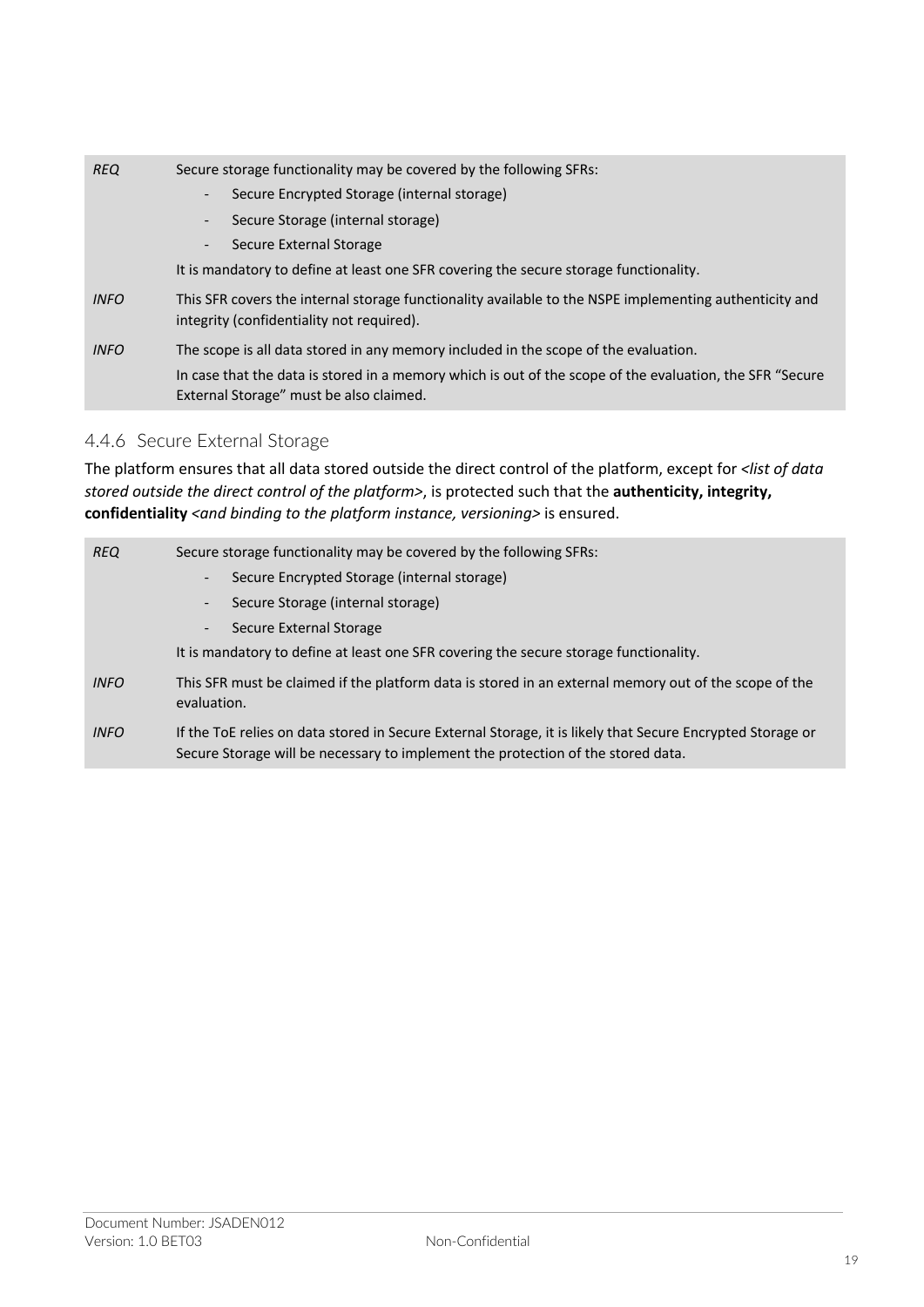| | |
|---|---|
| *REQ* | Secure storage functionality may be covered by the following SFRs:<br>- Secure Encrypted Storage (internal storage)<br>- Secure Storage (internal storage)<br>- Secure External Storage<br>It is mandatory to define at least one SFR covering the secure storage functionality. |
| *INFO* | This SFR covers the internal storage functionality available to the NSPE implementing authenticity and integrity (confidentiality not required). |
| *INFO* | The scope is all data stored in any memory included in the scope of the evaluation.<br>In case that the data is stored in a memory which is out of the scope of the evaluation, the SFR "Secure External Storage" must be also claimed. |

### 4.4.6 Secure External Storage

The platform ensures that all data stored outside the direct control of the platform, except for *<list of data stored outside the direct control of the platform>*, is protected such that the **authenticity, integrity, confidentiality** *<and binding to the platform instance, versioning>* is ensured.

| | |
|---|---|
| *REQ* | Secure storage functionality may be covered by the following SFRs:<br>- Secure Encrypted Storage (internal storage)<br>- Secure Storage (internal storage)<br>- Secure External Storage<br>It is mandatory to define at least one SFR covering the secure storage functionality. |
| *INFO* | This SFR must be claimed if the platform data is stored in an external memory out of the scope of the evaluation. |
| *INFO* | If the ToE relies on data stored in Secure External Storage, it is likely that Secure Encrypted Storage or Secure Storage will be necessary to implement the protection of the stored data. |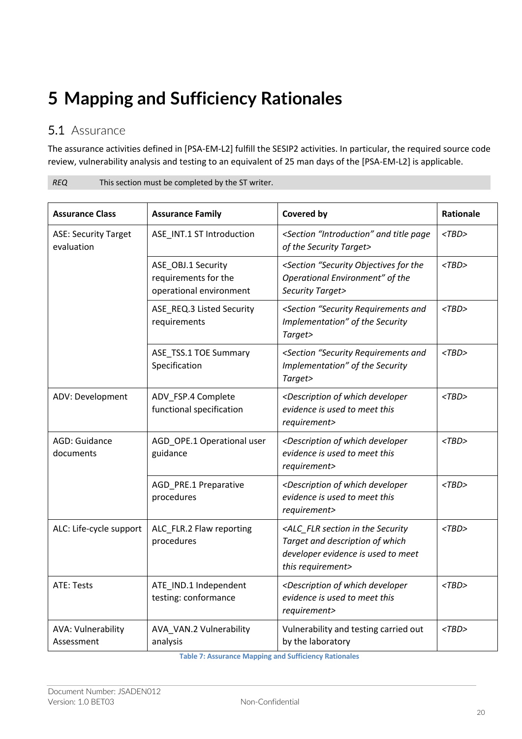# 5 Mapping and Sufficiency Rationales

## 5.1 Assurance

The assurance activities defined in [PSA-EM-L2] fulfill the SESIP2 activities. In particular, the required source code review, vulnerability analysis and testing to an equivalent of 25 man days of the [PSA-EM-L2] is applicable.

| *REQ* | This section must be completed by the ST writer. |
|---|---|

| Assurance Class | Assurance Family | Covered by | Rationale |
|---|---|---|---|
| ASE: Security Target evaluation | ASE_INT.1 ST Introduction | *<Section "Introduction" and title page of the Security Target>* | *<TBD>* |
| | ASE_OBJ.1 Security requirements for the operational environment | *<Section "Security Objectives for the Operational Environment" of the Security Target>* | *<TBD>* |
| | ASE_REQ.3 Listed Security requirements | *<Section "Security Requirements and Implementation" of the Security Target>* | *<TBD>* |
| | ASE_TSS.1 TOE Summary Specification | *<Section "Security Requirements and Implementation" of the Security Target>* | *<TBD>* |
| ADV: Development | ADV_FSP.4 Complete functional specification | *<Description of which developer evidence is used to meet this requirement>* | *<TBD>* |
| AGD: Guidance documents | AGD_OPE.1 Operational user guidance | *<Description of which developer evidence is used to meet this requirement>* | *<TBD>* |
| | AGD_PRE.1 Preparative procedures | *<Description of which developer evidence is used to meet this requirement>* | *<TBD>* |
| ALC: Life-cycle support | ALC_FLR.2 Flaw reporting procedures | *<ALC_FLR section in the Security Target and description of which developer evidence is used to meet this requirement>* | *<TBD>* |
| ATE: Tests | ATE_IND.1 Independent testing: conformance | *<Description of which developer evidence is used to meet this requirement>* | *<TBD>* |
| AVA: Vulnerability Assessment | AVA_VAN.2 Vulnerability analysis | Vulnerability and testing carried out by the laboratory | *<TBD>* |

Table 7: Assurance Mapping and Sufficiency Rationales

Document Number: JSADEN012
Version: 1.0 BET03

Non-Confidential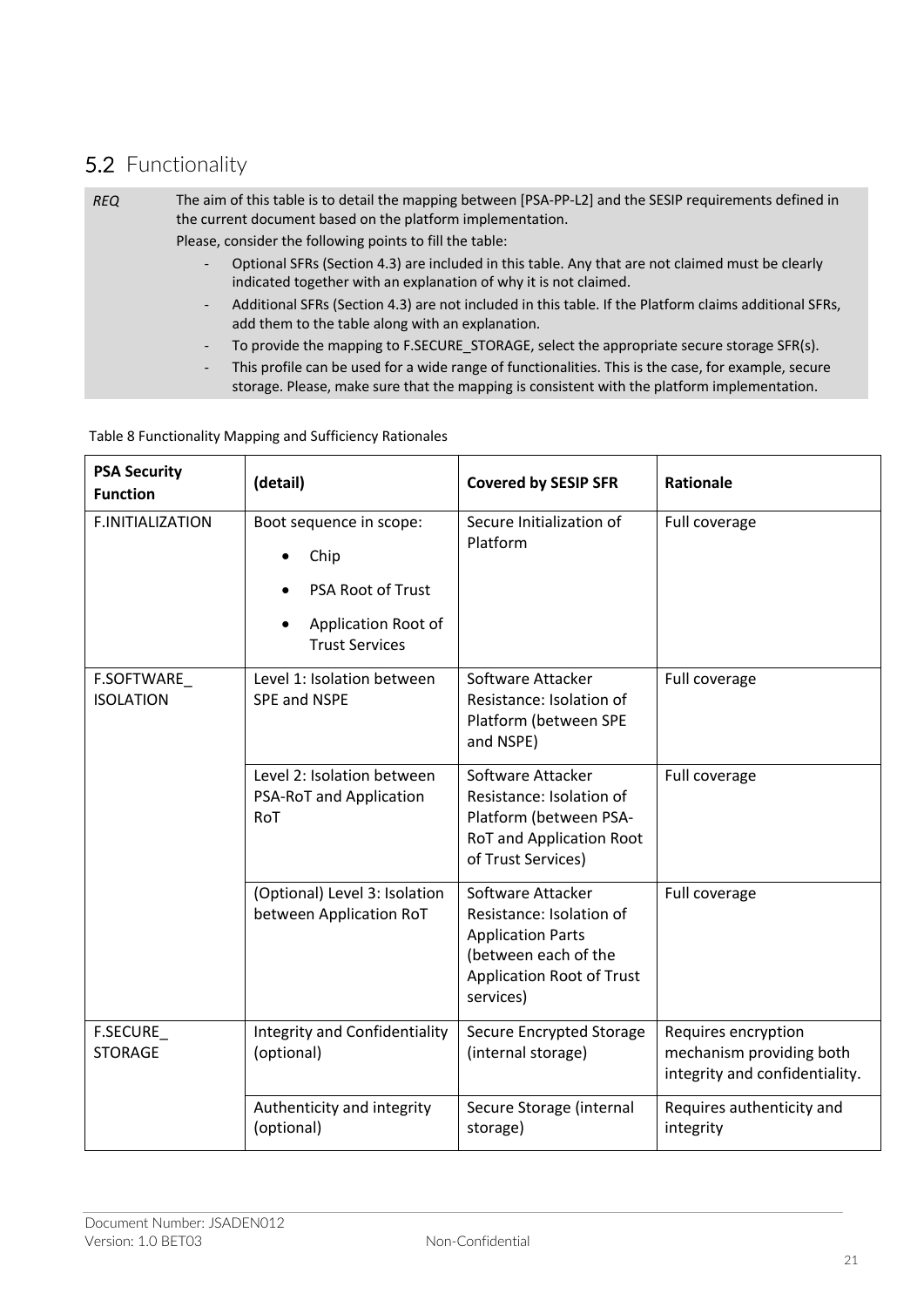## 5.2 Functionality

*REQ* The aim of this table is to detail the mapping between [PSA-PP-L2] and the SESIP requirements defined in the current document based on the platform implementation.

Please, consider the following points to fill the table:

- Optional SFRs (Section 4.3) are included in this table. Any that are not claimed must be clearly indicated together with an explanation of why it is not claimed.
- Additional SFRs (Section 4.3) are not included in this table. If the Platform claims additional SFRs, add them to the table along with an explanation.
- To provide the mapping to F.SECURE_STORAGE, select the appropriate secure storage SFR(s).
- This profile can be used for a wide range of functionalities. This is the case, for example, secure storage. Please, make sure that the mapping is consistent with the platform implementation.

Table 8 Functionality Mapping and Sufficiency Rationales

| **PSA Security Function** | **(detail)** | **Covered by SESIP SFR** | **Rationale** |
|---|---|---|---|
| F.INITIALIZATION | Boot sequence in scope:<br>• Chip<br>• PSA Root of Trust<br>• Application Root of Trust Services | Secure Initialization of Platform | Full coverage |
| F.SOFTWARE_ ISOLATION | Level 1: Isolation between SPE and NSPE | Software Attacker Resistance: Isolation of Platform (between SPE and NSPE) | Full coverage |
| | Level 2: Isolation between PSA-RoT and Application RoT | Software Attacker Resistance: Isolation of Platform (between PSA-RoT and Application Root of Trust Services) | Full coverage |
| | (Optional) Level 3: Isolation between Application RoT | Software Attacker Resistance: Isolation of Application Parts (between each of the Application Root of Trust services) | Full coverage |
| F.SECURE_ STORAGE | Integrity and Confidentiality (optional) | Secure Encrypted Storage (internal storage) | Requires encryption mechanism providing both integrity and confidentiality. |
| | Authenticity and integrity (optional) | Secure Storage (internal storage) | Requires authenticity and integrity |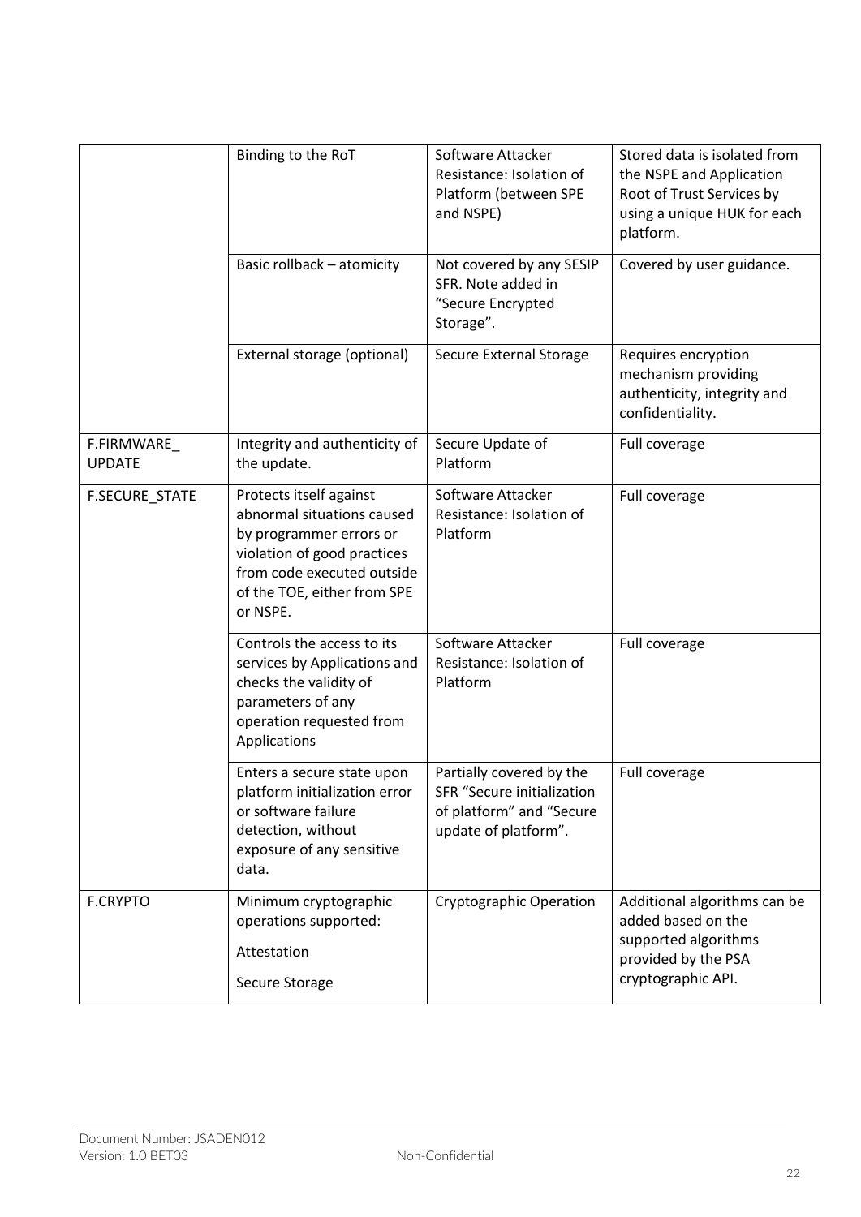| | | | |
|---|---|---|---|
| | Binding to the RoT | Software Attacker Resistance: Isolation of Platform (between SPE and NSPE) | Stored data is isolated from the NSPE and Application Root of Trust Services by using a unique HUK for each platform. |
| | Basic rollback – atomicity | Not covered by any SESIP SFR. Note added in “Secure Encrypted Storage”. | Covered by user guidance. |
| | External storage (optional) | Secure External Storage | Requires encryption mechanism providing authenticity, integrity and confidentiality. |
| F.FIRMWARE_ UPDATE | Integrity and authenticity of the update. | Secure Update of Platform | Full coverage |
| F.SECURE_STATE | Protects itself against abnormal situations caused by programmer errors or violation of good practices from code executed outside of the TOE, either from SPE or NSPE. | Software Attacker Resistance: Isolation of Platform | Full coverage |
| | Controls the access to its services by Applications and checks the validity of parameters of any operation requested from Applications | Software Attacker Resistance: Isolation of Platform | Full coverage |
| | Enters a secure state upon platform initialization error or software failure detection, without exposure of any sensitive data. | Partially covered by the SFR “Secure initialization of platform” and “Secure update of platform”. | Full coverage |
| F.CRYPTO | Minimum cryptographic operations supported: Attestation Secure Storage | Cryptographic Operation | Additional algorithms can be added based on the supported algorithms provided by the PSA cryptographic API. |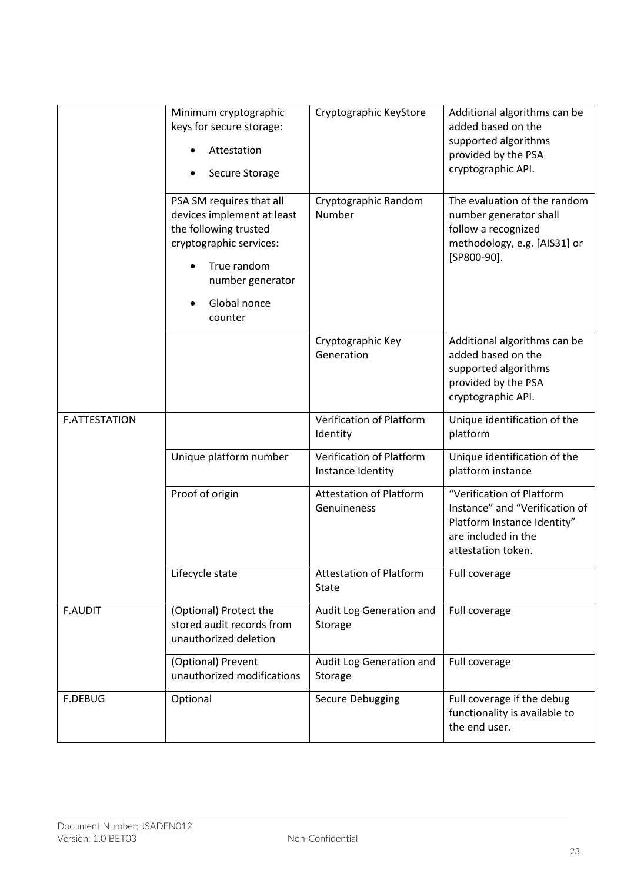| | | | |
|---|---|---|---|
| | Minimum cryptographic keys for secure storage:<br>• Attestation<br>• Secure Storage | Cryptographic KeyStore | Additional algorithms can be added based on the supported algorithms provided by the PSA cryptographic API. |
| | PSA SM requires that all devices implement at least the following trusted cryptographic services:<br>• True random number generator<br>• Global nonce counter | Cryptographic Random Number | The evaluation of the random number generator shall follow a recognized methodology, e.g. [AIS31] or [SP800-90]. |
| | | Cryptographic Key Generation | Additional algorithms can be added based on the supported algorithms provided by the PSA cryptographic API. |
| F.ATTESTATION | | Verification of Platform Identity | Unique identification of the platform |
| | Unique platform number | Verification of Platform Instance Identity | Unique identification of the platform instance |
| | Proof of origin | Attestation of Platform Genuineness | "Verification of Platform Instance" and "Verification of Platform Instance Identity" are included in the attestation token. |
| | Lifecycle state | Attestation of Platform State | Full coverage |
| F.AUDIT | (Optional) Protect the stored audit records from unauthorized deletion | Audit Log Generation and Storage | Full coverage |
| | (Optional) Prevent unauthorized modifications | Audit Log Generation and Storage | Full coverage |
| F.DEBUG | Optional | Secure Debugging | Full coverage if the debug functionality is available to the end user. |

Document Number: JSADEN012
Version: 1.0 BET03

Non-Confidential